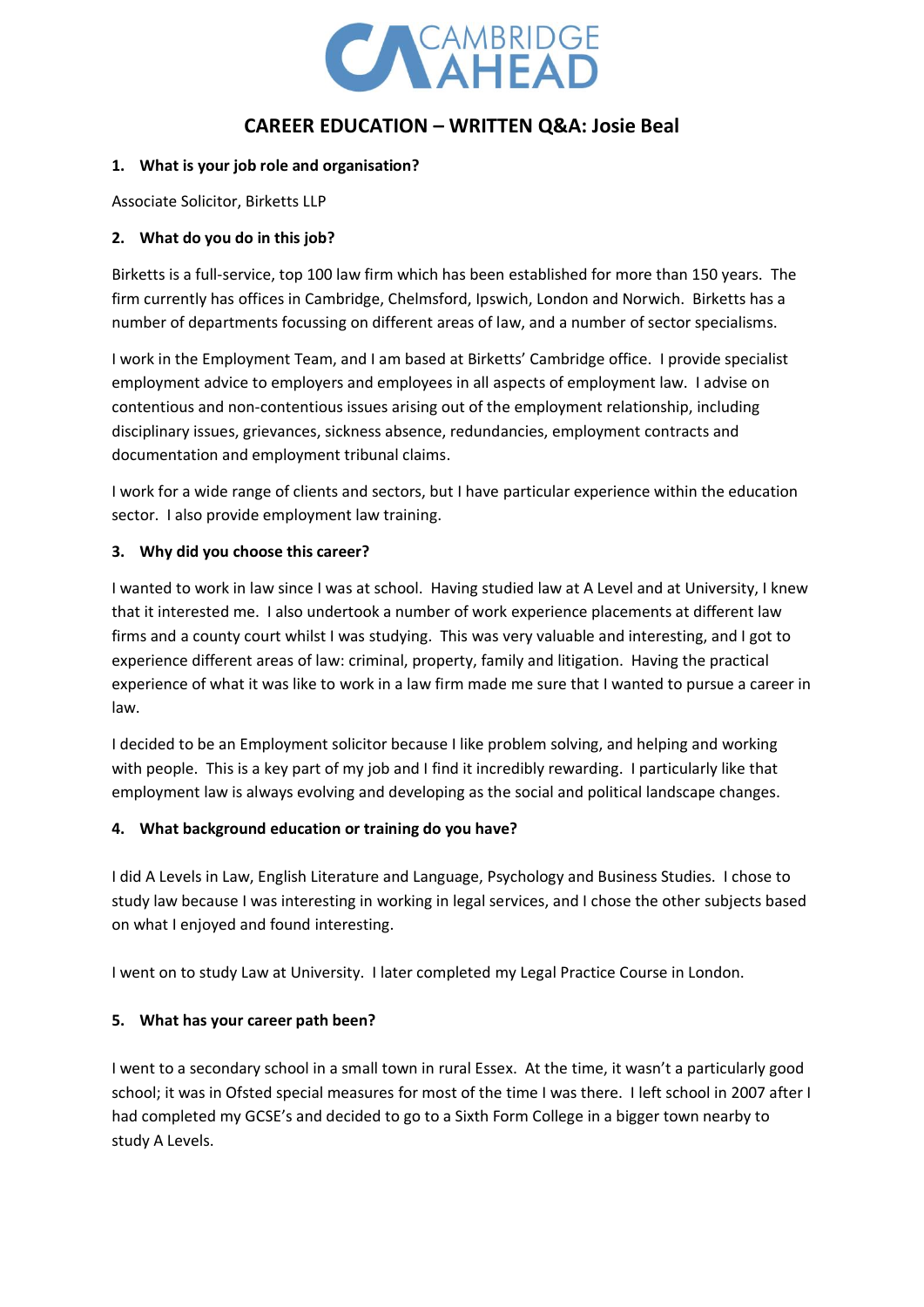CAMBRIDGE AHEAD

# CAREER EDUCATION – WRITTEN Q&A: Josie Beal

**1. What is your job role and organisation?**

Associate Solicitor, Birketts LLP

**2. What do you do in this job?**

Birketts is a full-service, top 100 law firm which has been established for more than 150 years. The firm currently has offices in Cambridge, Chelmsford, Ipswich, London and Norwich. Birketts has a number of departments focussing on different areas of law, and a number of sector specialisms.

I work in the Employment Team, and I am based at Birketts' Cambridge office. I provide specialist employment advice to employers and employees in all aspects of employment law. I advise on contentious and non-contentious issues arising out of the employment relationship, including disciplinary issues, grievances, sickness absence, redundancies, employment contracts and documentation and employment tribunal claims.

I work for a wide range of clients and sectors, but I have particular experience within the education sector. I also provide employment law training.

**3. Why did you choose this career?**

I wanted to work in law since I was at school. Having studied law at A Level and at University, I knew that it interested me. I also undertook a number of work experience placements at different law firms and a county court whilst I was studying. This was very valuable and interesting, and I got to experience different areas of law: criminal, property, family and litigation. Having the practical experience of what it was like to work in a law firm made me sure that I wanted to pursue a career in law.

I decided to be an Employment solicitor because I like problem solving, and helping and working with people. This is a key part of my job and I find it incredibly rewarding. I particularly like that employment law is always evolving and developing as the social and political landscape changes.

**4. What background education or training do you have?**

I did A Levels in Law, English Literature and Language, Psychology and Business Studies. I chose to study law because I was interesting in working in legal services, and I chose the other subjects based on what I enjoyed and found interesting.

I went on to study Law at University. I later completed my Legal Practice Course in London.

**5. What has your career path been?**

I went to a secondary school in a small town in rural Essex. At the time, it wasn't a particularly good school; it was in Ofsted special measures for most of the time I was there. I left school in 2007 after I had completed my GCSE's and decided to go to a Sixth Form College in a bigger town nearby to study A Levels.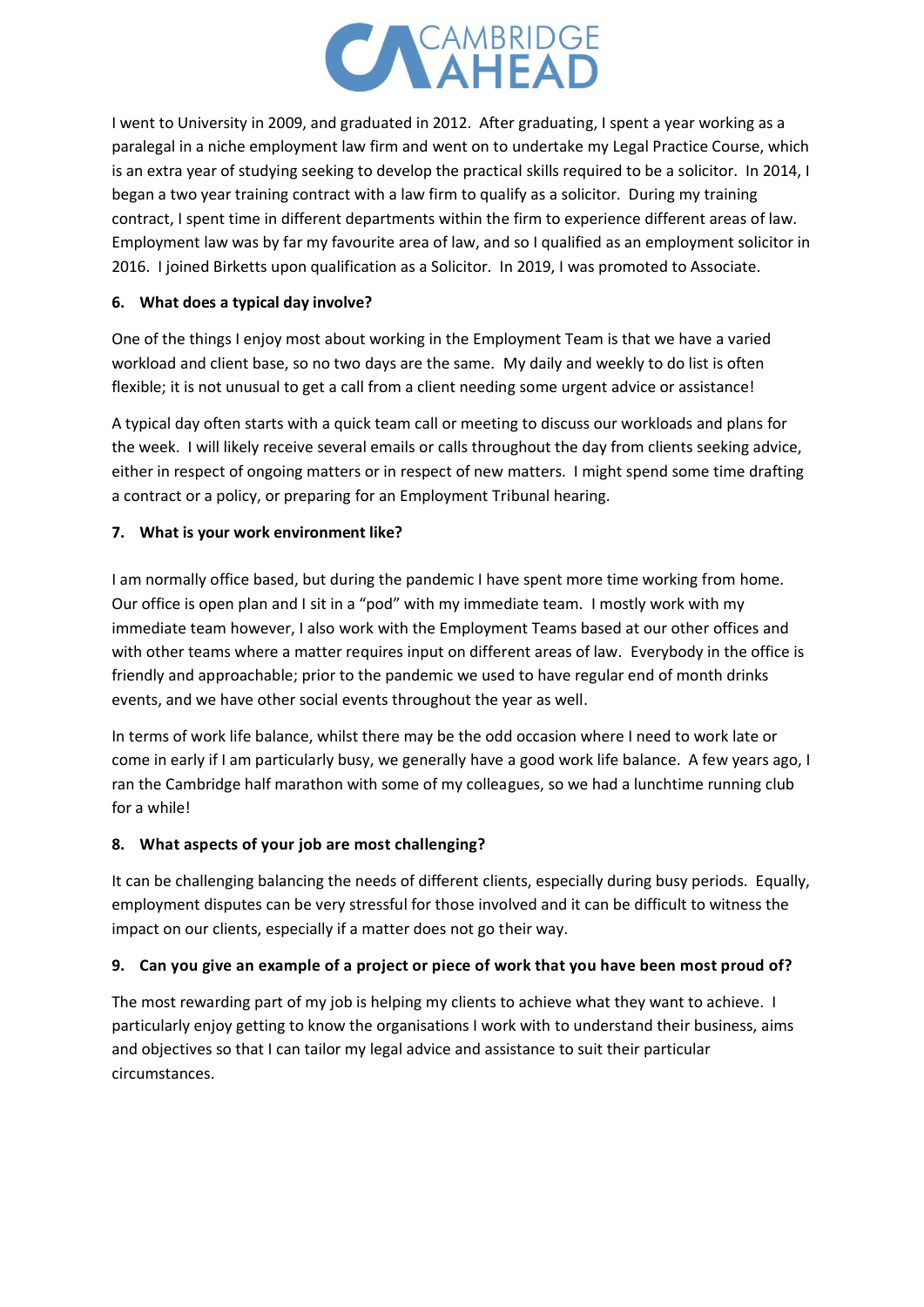I went to University in 2009, and graduated in 2012. After graduating, I spent a year working as a paralegal in a niche employment law firm and went on to undertake my Legal Practice Course, which is an extra year of studying seeking to develop the practical skills required to be a solicitor. In 2014, I began a two year training contract with a law firm to qualify as a solicitor. During my training contract, I spent time in different departments within the firm to experience different areas of law. Employment law was by far my favourite area of law, and so I qualified as an employment solicitor in 2016. I joined Birketts upon qualification as a Solicitor. In 2019, I was promoted to Associate.

**6. What does a typical day involve?**

One of the things I enjoy most about working in the Employment Team is that we have a varied workload and client base, so no two days are the same. My daily and weekly to do list is often flexible; it is not unusual to get a call from a client needing some urgent advice or assistance!

A typical day often starts with a quick team call or meeting to discuss our workloads and plans for the week. I will likely receive several emails or calls throughout the day from clients seeking advice, either in respect of ongoing matters or in respect of new matters. I might spend some time drafting a contract or a policy, or preparing for an Employment Tribunal hearing.

**7. What is your work environment like?**

I am normally office based, but during the pandemic I have spent more time working from home. Our office is open plan and I sit in a "pod" with my immediate team. I mostly work with my immediate team however, I also work with the Employment Teams based at our other offices and with other teams where a matter requires input on different areas of law. Everybody in the office is friendly and approachable; prior to the pandemic we used to have regular end of month drinks events, and we have other social events throughout the year as well.

In terms of work life balance, whilst there may be the odd occasion where I need to work late or come in early if I am particularly busy, we generally have a good work life balance. A few years ago, I ran the Cambridge half marathon with some of my colleagues, so we had a lunchtime running club for a while!

**8. What aspects of your job are most challenging?**

It can be challenging balancing the needs of different clients, especially during busy periods. Equally, employment disputes can be very stressful for those involved and it can be difficult to witness the impact on our clients, especially if a matter does not go their way.

**9. Can you give an example of a project or piece of work that you have been most proud of?**

The most rewarding part of my job is helping my clients to achieve what they want to achieve. I particularly enjoy getting to know the organisations I work with to understand their business, aims and objectives so that I can tailor my legal advice and assistance to suit their particular circumstances.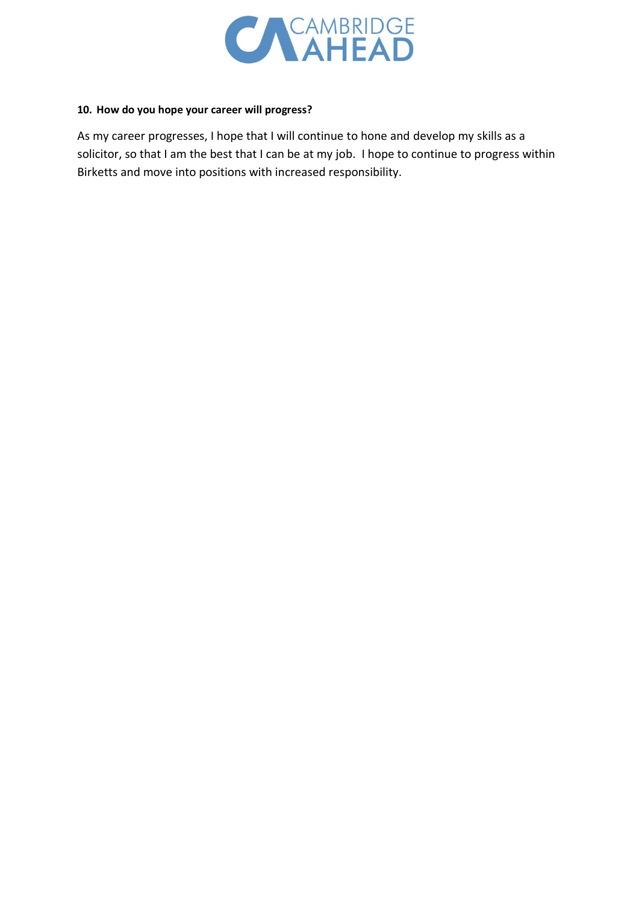**10. How do you hope your career will progress?**

As my career progresses, I hope that I will continue to hone and develop my skills as a solicitor, so that I am the best that I can be at my job. I hope to continue to progress within Birketts and move into positions with increased responsibility.